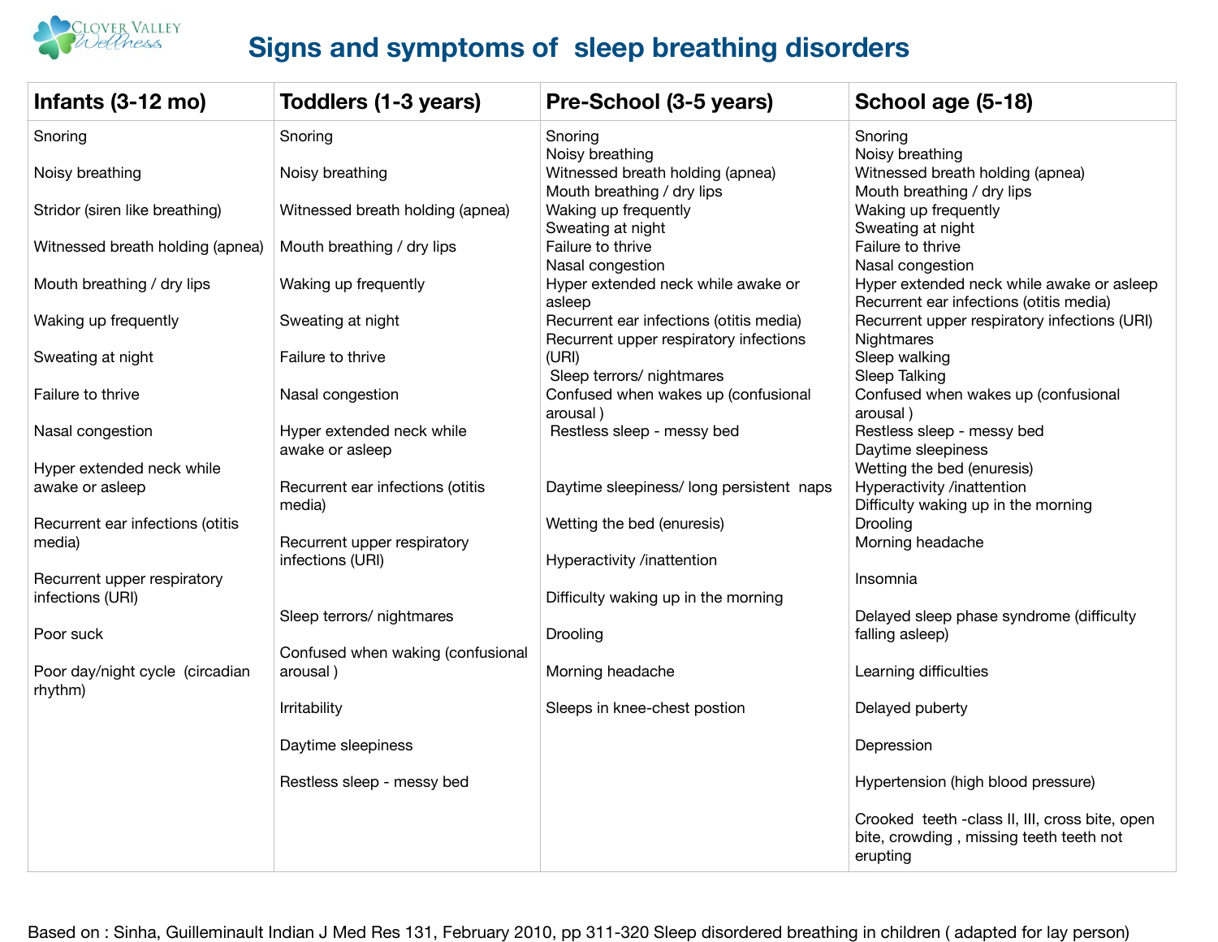# Signs and symptoms of sleep breathing disorders

| Infants (3-12 mo) | Toddlers (1-3 years) | Pre-School (3-5 years) | School age (5-18) |
|---|---|---|---|
| Snoring | Snoring | Snoring | Snoring |
| Noisy breathing | Noisy breathing | Noisy breathing | Noisy breathing |
| Stridor (siren like breathing) | Witnessed breath holding (apnea) | Witnessed breath holding (apnea) | Witnessed breath holding (apnea) |
| Witnessed breath holding (apnea) | Mouth breathing / dry lips | Mouth breathing / dry lips | Mouth breathing / dry lips |
| Mouth breathing / dry lips | Waking up frequently | Waking up frequently | Waking up frequently |
| Waking up frequently | Sweating at night | Sweating at night | Sweating at night |
| Sweating at night | Failure to thrive | Failure to thrive | Failure to thrive |
| Failure to thrive | Nasal congestion | Nasal congestion | Nasal congestion |
| Nasal congestion | Hyper extended neck while awake or asleep | Hyper extended neck while awake or asleep | Hyper extended neck while awake or asleep |
| Hyper extended neck while awake or asleep | Recurrent ear infections (otitis media) | Recurrent ear infections (otitis media) | Recurrent ear infections (otitis media) |
| Recurrent ear infections (otitis media) | Recurrent upper respiratory infections (URI) | Recurrent upper respiratory infections (URI) | Recurrent upper respiratory infections (URI) |
| Recurrent upper respiratory infections (URI) | Sleep terrors/ nightmares | Sleep terrors/ nightmares | Nightmares |
| Poor suck | Confused when waking (confusional arousal ) | Confused when wakes up (confusional arousal ) | Sleep walking |
| Poor day/night cycle (circadian rhythm) | Irritability | Restless sleep - messy bed | Sleep Talking |
| | Daytime sleepiness | Daytime sleepiness/ long persistent naps | Confused when wakes up (confusional arousal ) |
| | Restless sleep - messy bed | Wetting the bed (enuresis) | Restless sleep - messy bed |
| | | Hyperactivity /inattention | Daytime sleepiness |
| | | Difficulty waking up in the morning | Wetting the bed (enuresis) |
| | | Drooling | Hyperactivity /inattention |
| | | Morning headache | Difficulty waking up in the morning |
| | | Sleeps in knee-chest postion | Drooling |
| | | | Morning headache |
| | | | Insomnia |
| | | | Delayed sleep phase syndrome (difficulty falling asleep) |
| | | | Learning difficulties |
| | | | Delayed puberty |
| | | | Depression |
| | | | Hypertension (high blood pressure) |
| | | | Crooked teeth -class II, III, cross bite, open bite, crowding , missing teeth teeth not erupting |

Based on : Sinha, Guilleminault Indian J Med Res 131, February 2010, pp 311-320 Sleep disordered breathing in children ( adapted for lay person)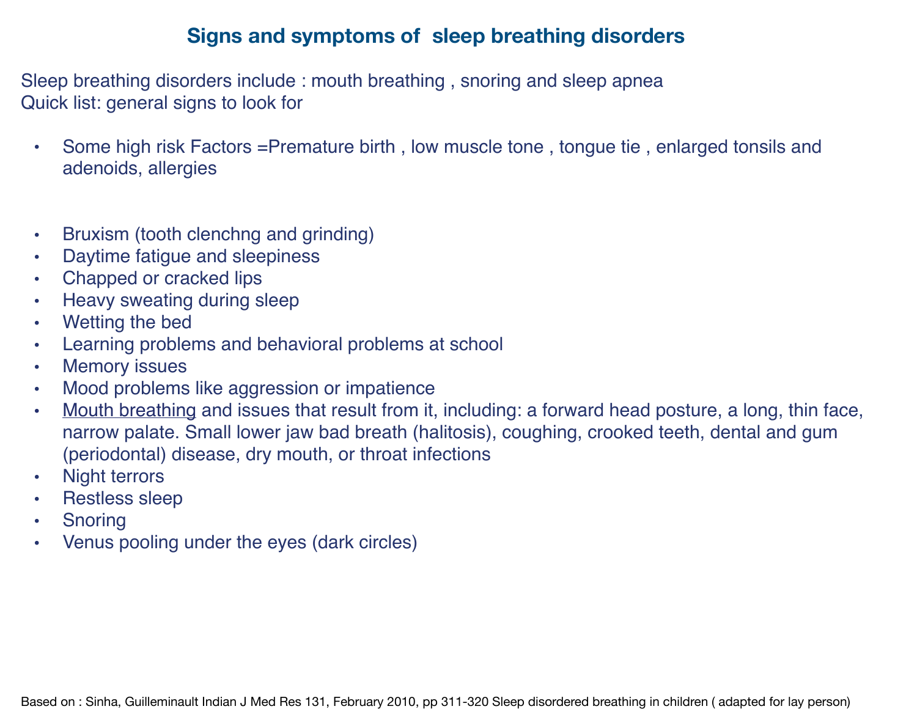## Signs and symptoms of sleep breathing disorders

Sleep breathing disorders include : mouth breathing , snoring and sleep apnea
Quick list: general signs to look for

- Some high risk Factors =Premature birth , low muscle tone , tongue tie , enlarged tonsils and adenoids, allergies

- Bruxism (tooth clenchng and grinding)
- Daytime fatigue and sleepiness
- Chapped or cracked lips
- Heavy sweating during sleep
- Wetting the bed
- Learning problems and behavioral problems at school
- Memory issues
- Mood problems like aggression or impatience
- <u>Mouth breathing</u> and issues that result from it, including: a forward head posture, a long, thin face, narrow palate. Small lower jaw bad breath (halitosis), coughing, crooked teeth, dental and gum (periodontal) disease, dry mouth, or throat infections
- Night terrors
- Restless sleep
- Snoring
- Venus pooling under the eyes (dark circles)

Based on : Sinha, Guilleminault Indian J Med Res 131, February 2010, pp 311-320 Sleep disordered breathing in children ( adapted for lay person)